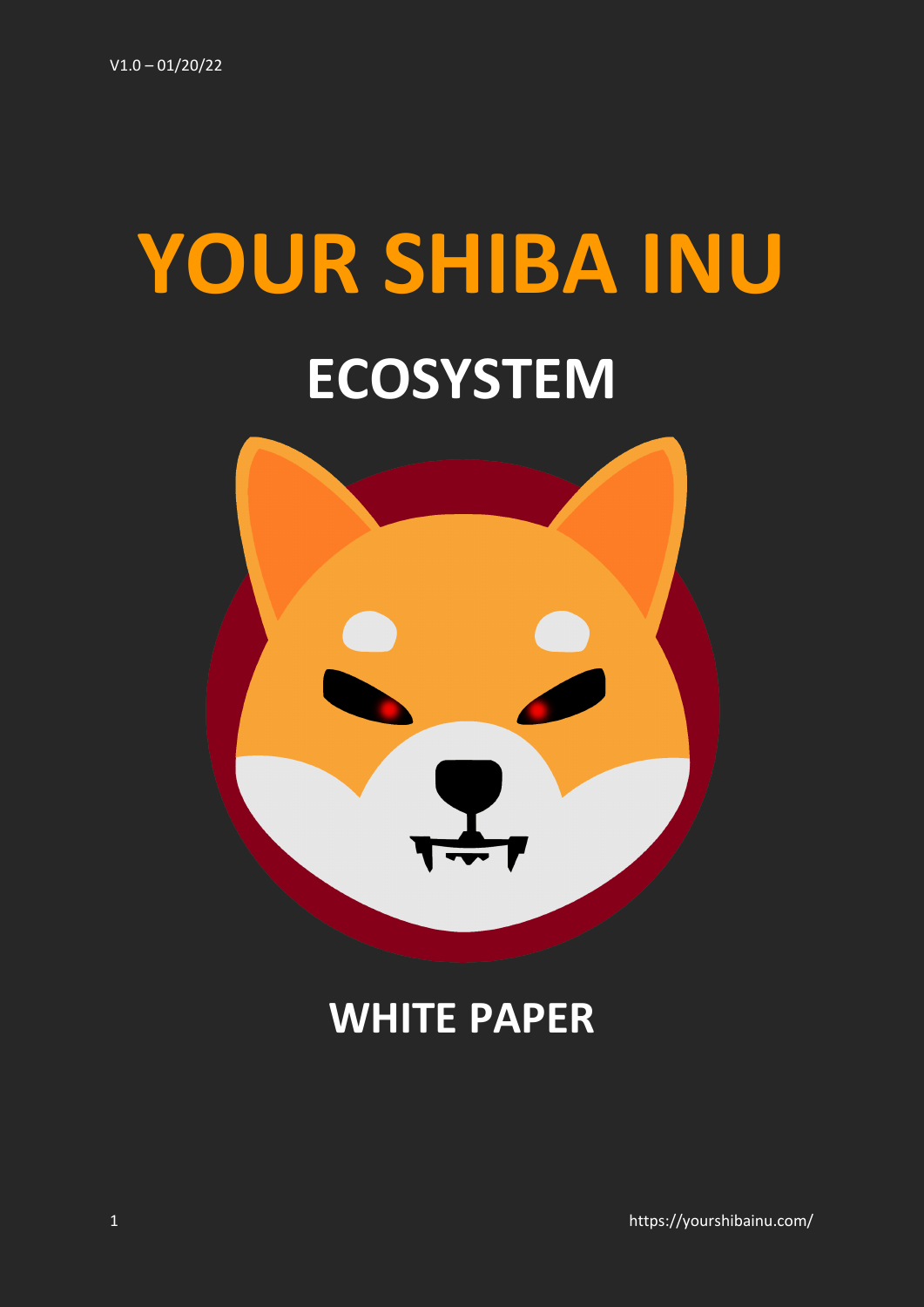V1.0 – 01/20/22

# YOUR SHIBA INU

# ECOSYSTEM

## WHITE PAPER

https://yourshibainu.com/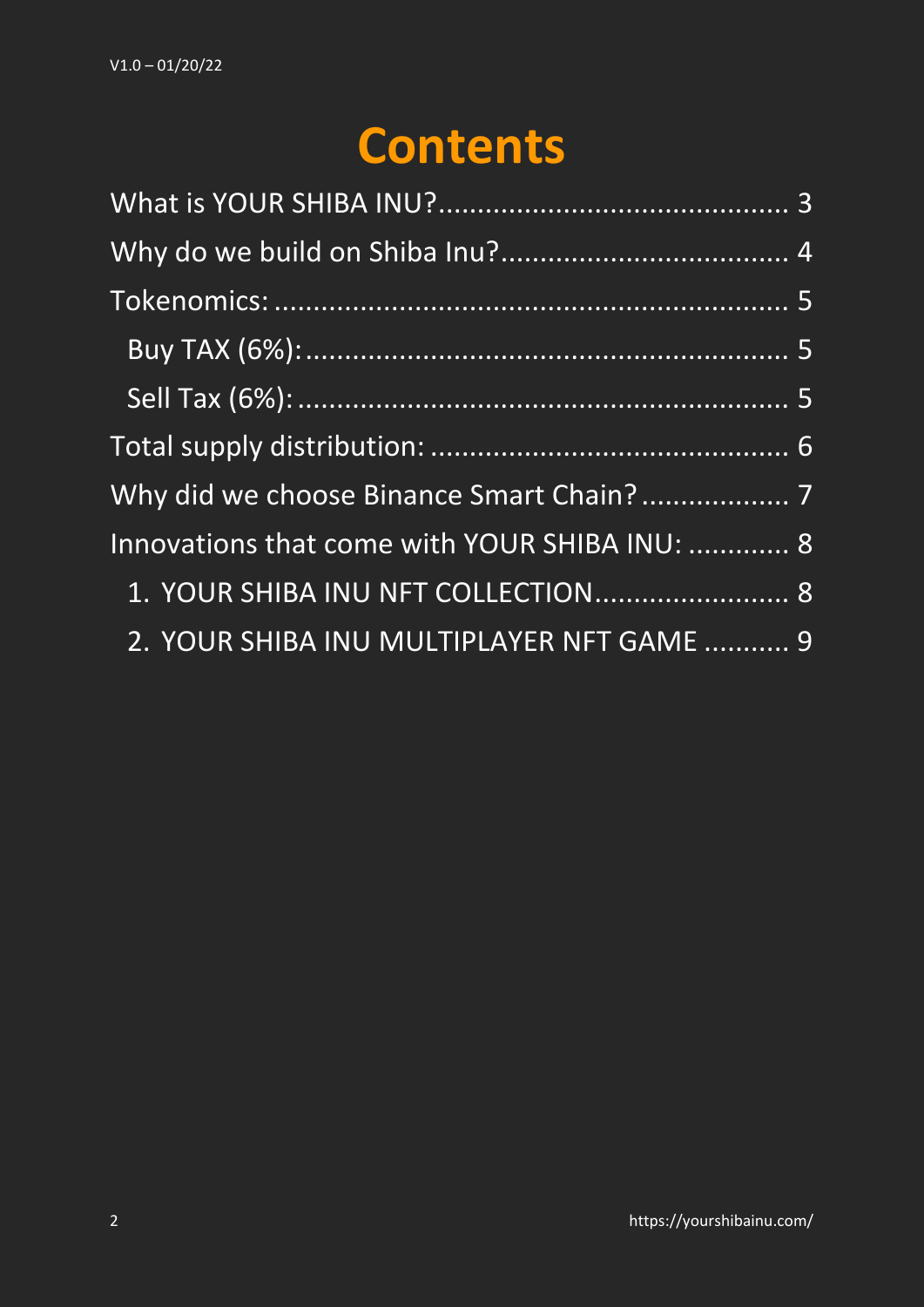V1.0 – 01/20/22

# Contents

What is YOUR SHIBA INU?........................................... 3

Why do we build on Shiba Inu?.................................... 4

Tokenomics:................................................................ 5

- Buy TAX (6%):........................................................... 5
- Sell Tax (6%):............................................................ 5

Total supply distribution:............................................ 6

Why did we choose Binance Smart Chain?.................. 7

Innovations that come with YOUR SHIBA INU:............ 8

1. YOUR SHIBA INU NFT COLLECTION........................ 8
2. YOUR SHIBA INU MULTIPLAYER NFT GAME........... 9

https://yourshibainu.com/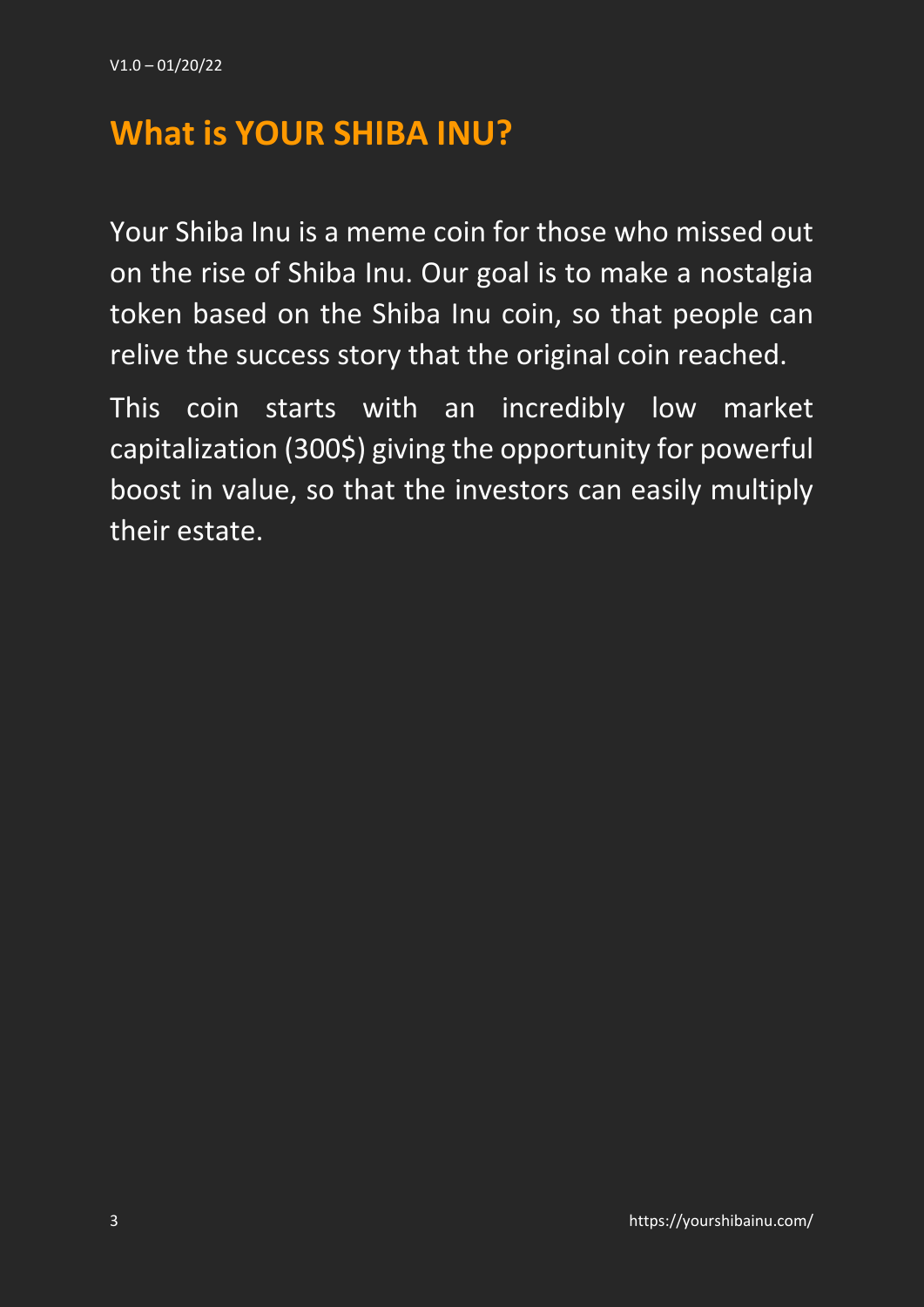# What is YOUR SHIBA INU?

Your Shiba Inu is a meme coin for those who missed out on the rise of Shiba Inu. Our goal is to make a nostalgia token based on the Shiba Inu coin, so that people can relive the success story that the original coin reached.

This coin starts with an incredibly low market capitalization (300$) giving the opportunity for powerful boost in value, so that the investors can easily multiply their estate.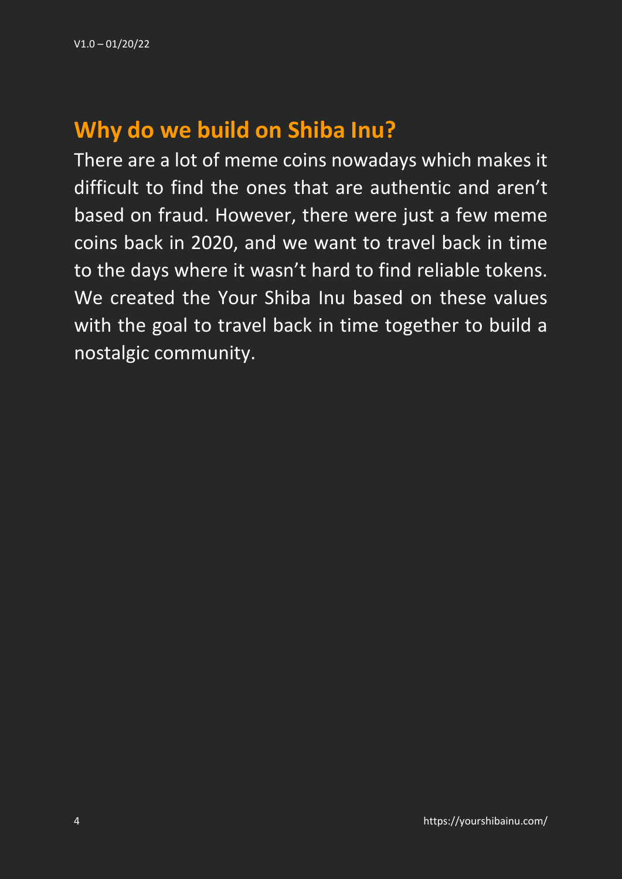## Why do we build on Shiba Inu?

There are a lot of meme coins nowadays which makes it difficult to find the ones that are authentic and aren't based on fraud. However, there were just a few meme coins back in 2020, and we want to travel back in time to the days where it wasn't hard to find reliable tokens. We created the Your Shiba Inu based on these values with the goal to travel back in time together to build a nostalgic community.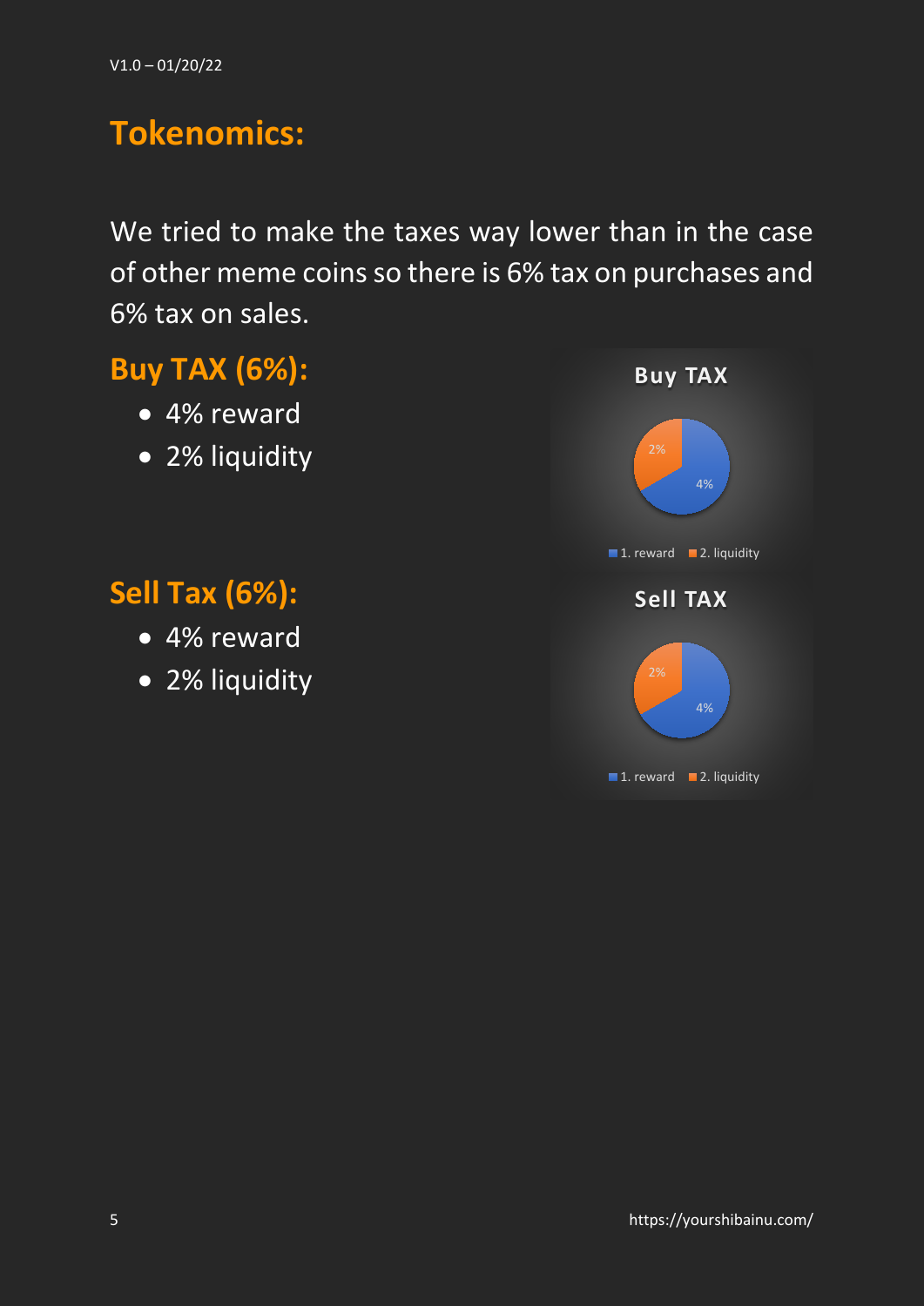# Tokenomics:

We tried to make the taxes way lower than in the case of other meme coins so there is 6% tax on purchases and 6% tax on sales.

## Buy TAX (6%):

- 4% reward
- 2% liquidity

## Sell Tax (6%):

- 4% reward
- 2% liquidity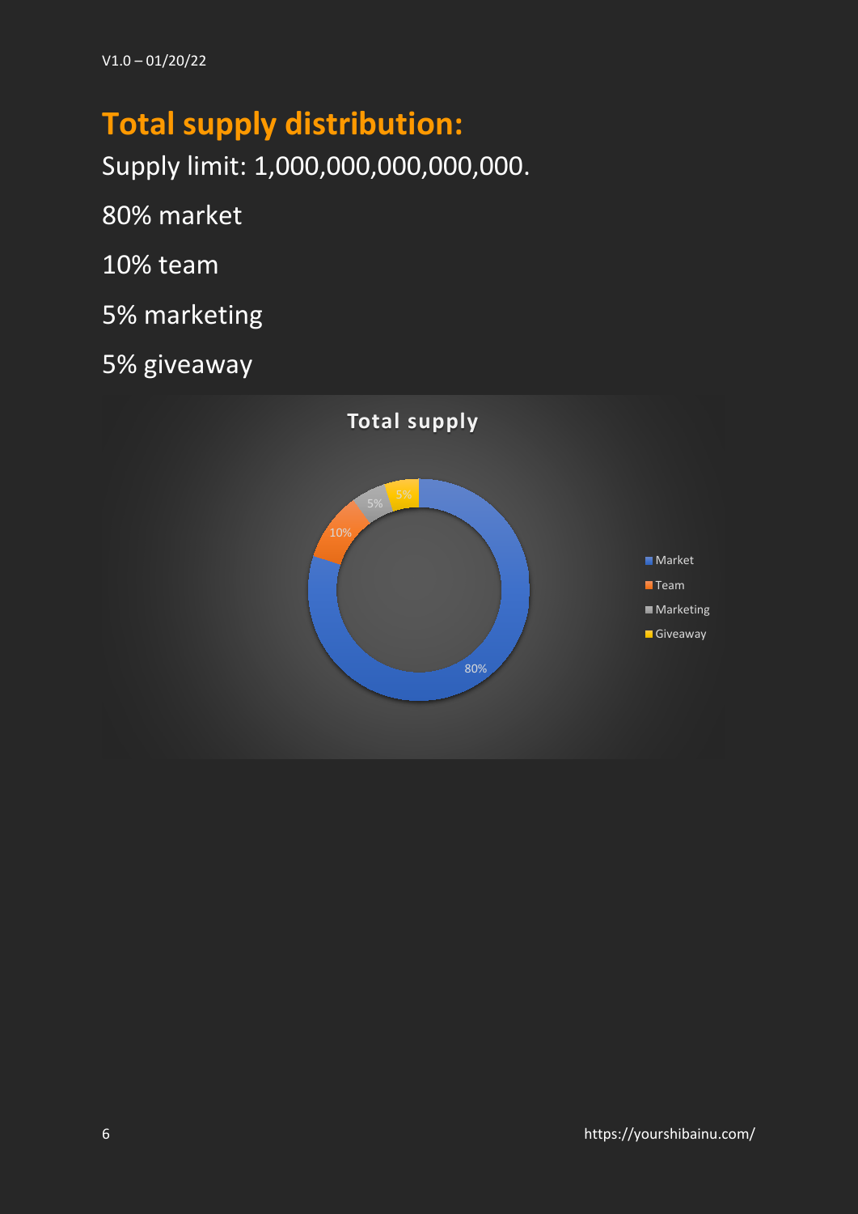## Total supply distribution:

Supply limit: 1,000,000,000,000,000.

80% market

10% team

5% marketing

5% giveaway

Total supply

| Category | Share |
|---|---|
| Market | 80% |
| Team | 10% |
| Marketing | 5% |
| Giveaway | 5% |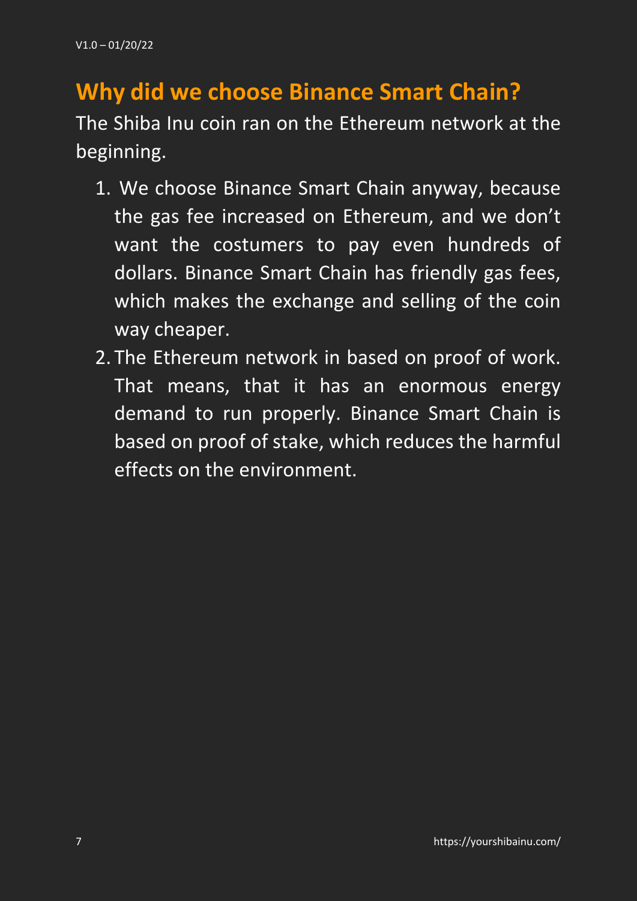## Why did we choose Binance Smart Chain?

The Shiba Inu coin ran on the Ethereum network at the beginning.

1. We choose Binance Smart Chain anyway, because the gas fee increased on Ethereum, and we don't want the costumers to pay even hundreds of dollars. Binance Smart Chain has friendly gas fees, which makes the exchange and selling of the coin way cheaper.
2. The Ethereum network in based on proof of work. That means, that it has an enormous energy demand to run properly. Binance Smart Chain is based on proof of stake, which reduces the harmful effects on the environment.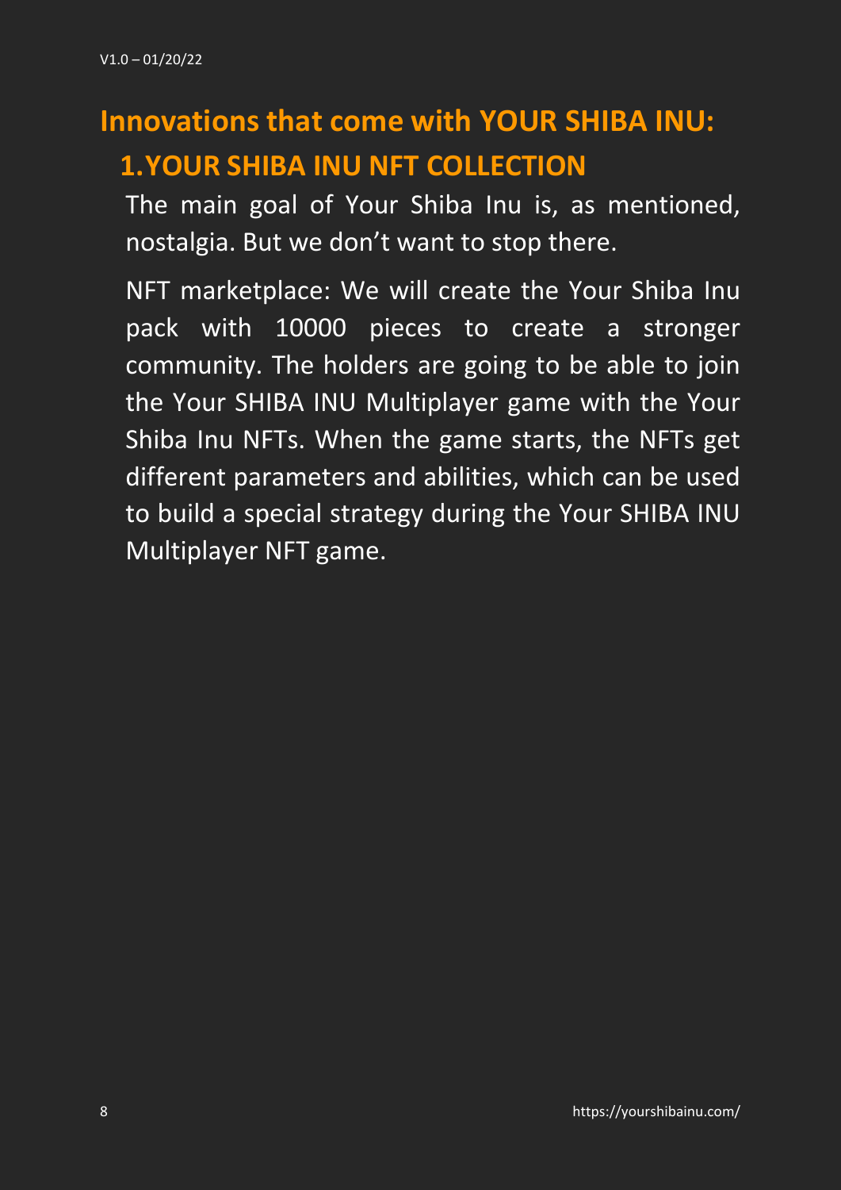## Innovations that come with YOUR SHIBA INU:

### 1. YOUR SHIBA INU NFT COLLECTION

The main goal of Your Shiba Inu is, as mentioned, nostalgia. But we don't want to stop there.

NFT marketplace: We will create the Your Shiba Inu pack with 10000 pieces to create a stronger community. The holders are going to be able to join the Your SHIBA INU Multiplayer game with the Your Shiba Inu NFTs. When the game starts, the NFTs get different parameters and abilities, which can be used to build a special strategy during the Your SHIBA INU Multiplayer NFT game.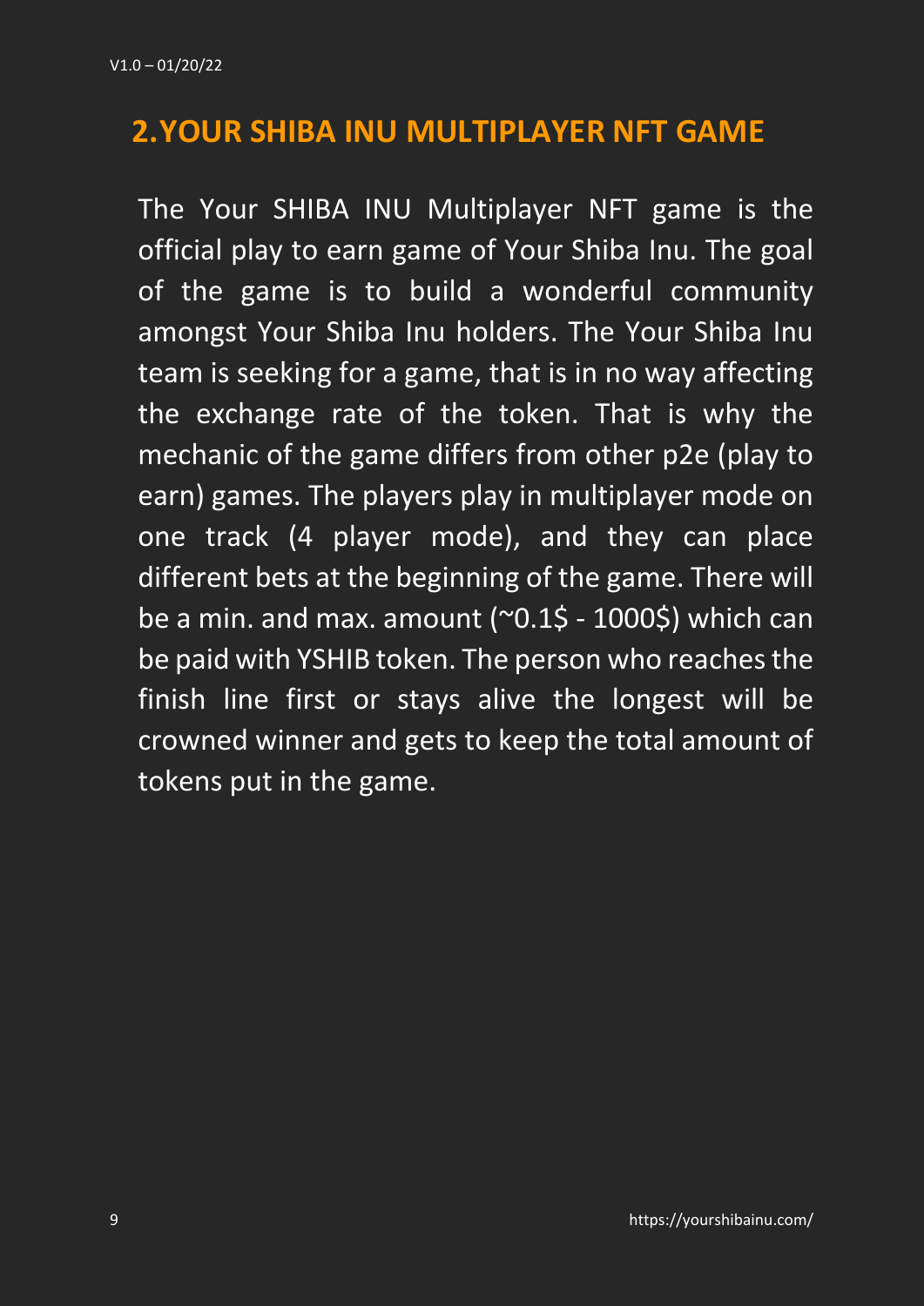## 2. YOUR SHIBA INU MULTIPLAYER NFT GAME

The Your SHIBA INU Multiplayer NFT game is the official play to earn game of Your Shiba Inu. The goal of the game is to build a wonderful community amongst Your Shiba Inu holders. The Your Shiba Inu team is seeking for a game, that is in no way affecting the exchange rate of the token. That is why the mechanic of the game differs from other p2e (play to earn) games. The players play in multiplayer mode on one track (4 player mode), and they can place different bets at the beginning of the game. There will be a min. and max. amount (~0.1$ - 1000$) which can be paid with YSHIB token. The person who reaches the finish line first or stays alive the longest will be crowned winner and gets to keep the total amount of tokens put in the game.